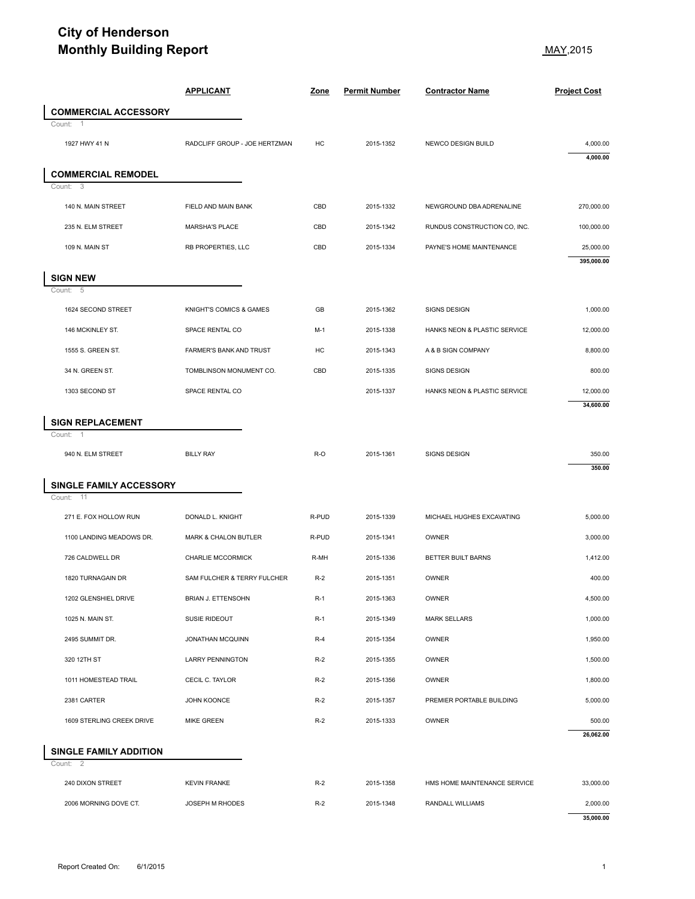# City of Henderson
# Monthly Building Report

MAY,2015

| | APPLICANT | Zone | Permit Number | Contractor Name | Project Cost |
|---|---|---|---|---|---|
| **COMMERCIAL ACCESSORY** | | | | | |
| Count: 1 | | | | | |
| 1927 HWY 41 N | RADCLIFF GROUP - JOE HERTZMAN | HC | 2015-1352 | NEWCO DESIGN BUILD | 4,000.00 |
| | | | | | **4,000.00** |
| **COMMERCIAL REMODEL** | | | | | |
| Count: 3 | | | | | |
| 140 N. MAIN STREET | FIELD AND MAIN BANK | CBD | 2015-1332 | NEWGROUND DBA ADRENALINE | 270,000.00 |
| 235 N. ELM STREET | MARSHA'S PLACE | CBD | 2015-1342 | RUNDUS CONSTRUCTION CO, INC. | 100,000.00 |
| 109 N. MAIN ST | RB PROPERTIES, LLC | CBD | 2015-1334 | PAYNE'S HOME MAINTENANCE | 25,000.00 |
| | | | | | **395,000.00** |
| **SIGN NEW** | | | | | |
| Count: 5 | | | | | |
| 1624 SECOND STREET | KNIGHT'S COMICS & GAMES | GB | 2015-1362 | SIGNS DESIGN | 1,000.00 |
| 146 MCKINLEY ST. | SPACE RENTAL CO | M-1 | 2015-1338 | HANKS NEON & PLASTIC SERVICE | 12,000.00 |
| 1555 S. GREEN ST. | FARMER'S BANK AND TRUST | HC | 2015-1343 | A & B SIGN COMPANY | 8,800.00 |
| 34 N. GREEN ST. | TOMBLINSON MONUMENT CO. | CBD | 2015-1335 | SIGNS DESIGN | 800.00 |
| 1303 SECOND ST | SPACE RENTAL CO | | 2015-1337 | HANKS NEON & PLASTIC SERVICE | 12,000.00 |
| | | | | | **34,600.00** |
| **SIGN REPLACEMENT** | | | | | |
| Count: 1 | | | | | |
| 940 N. ELM STREET | BILLY RAY | R-O | 2015-1361 | SIGNS DESIGN | 350.00 |
| | | | | | **350.00** |
| **SINGLE FAMILY ACCESSORY** | | | | | |
| Count: 11 | | | | | |
| 271 E. FOX HOLLOW RUN | DONALD L. KNIGHT | R-PUD | 2015-1339 | MICHAEL HUGHES EXCAVATING | 5,000.00 |
| 1100 LANDING MEADOWS DR. | MARK & CHALON BUTLER | R-PUD | 2015-1341 | OWNER | 3,000.00 |
| 726 CALDWELL DR | CHARLIE MCCORMICK | R-MH | 2015-1336 | BETTER BUILT BARNS | 1,412.00 |
| 1820 TURNAGAIN DR | SAM FULCHER & TERRY FULCHER | R-2 | 2015-1351 | OWNER | 400.00 |
| 1202 GLENSHIEL DRIVE | BRIAN J. ETTENSOHN | R-1 | 2015-1363 | OWNER | 4,500.00 |
| 1025 N. MAIN ST. | SUSIE RIDEOUT | R-1 | 2015-1349 | MARK SELLARS | 1,000.00 |
| 2495 SUMMIT DR. | JONATHAN MCQUINN | R-4 | 2015-1354 | OWNER | 1,950.00 |
| 320 12TH ST | LARRY PENNINGTON | R-2 | 2015-1355 | OWNER | 1,500.00 |
| 1011 HOMESTEAD TRAIL | CECIL C. TAYLOR | R-2 | 2015-1356 | OWNER | 1,800.00 |
| 2381 CARTER | JOHN KOONCE | R-2 | 2015-1357 | PREMIER PORTABLE BUILDING | 5,000.00 |
| 1609 STERLING CREEK DRIVE | MIKE GREEN | R-2 | 2015-1333 | OWNER | 500.00 |
| | | | | | **26,062.00** |
| **SINGLE FAMILY ADDITION** | | | | | |
| Count: 2 | | | | | |
| 240 DIXON STREET | KEVIN FRANKE | R-2 | 2015-1358 | HMS HOME MAINTENANCE SERVICE | 33,000.00 |
| 2006 MORNING DOVE CT. | JOSEPH M RHODES | R-2 | 2015-1348 | RANDALL WILLIAMS | 2,000.00 |
| | | | | | **35,000.00** |

Report Created On: 6/1/2015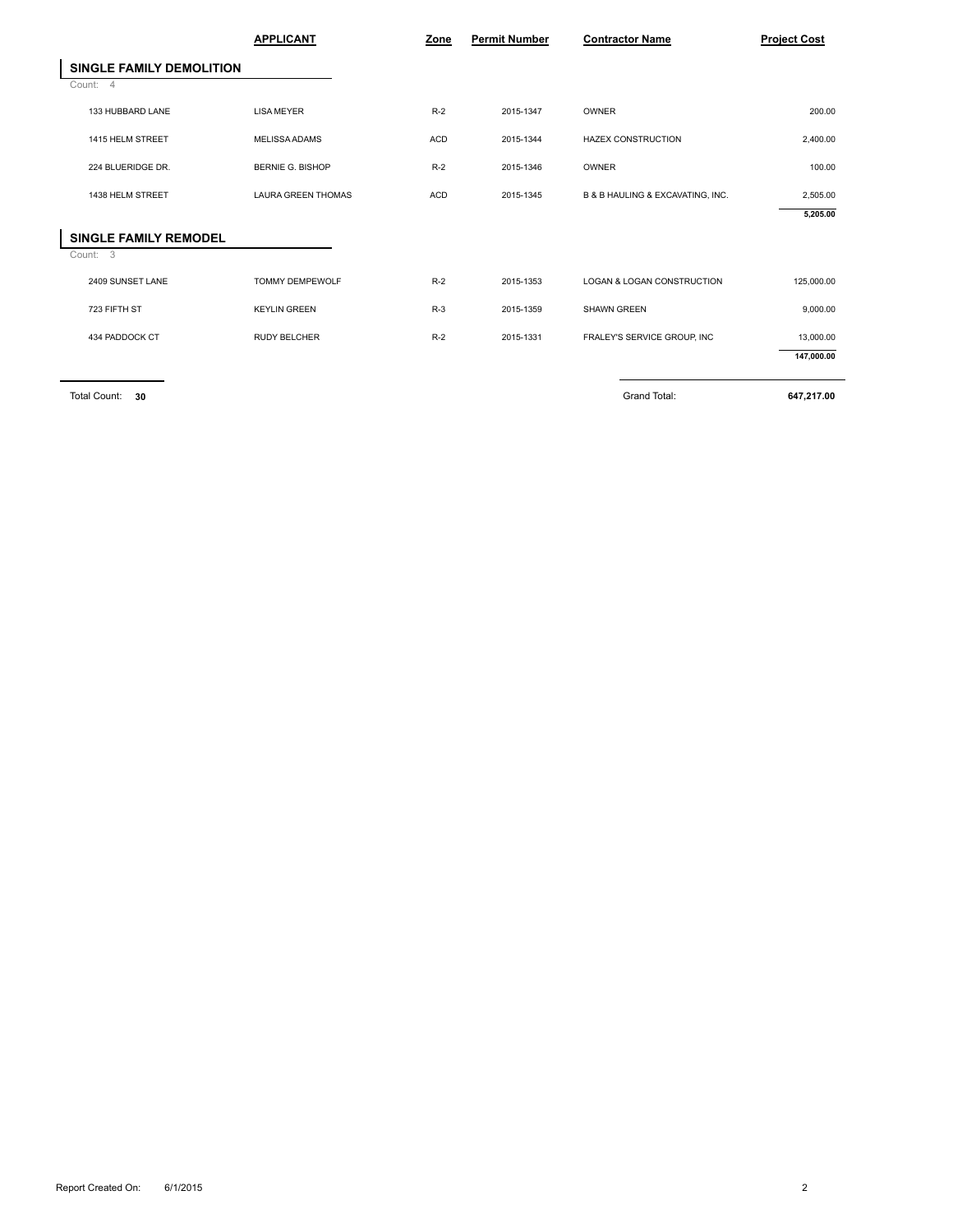| | APPLICANT | Zone | Permit Number | Contractor Name | Project Cost |
|---|---|---|---|---|---|
| **SINGLE FAMILY DEMOLITION** | | | | | |
| Count: 4 | | | | | |
| 133 HUBBARD LANE | LISA MEYER | R-2 | 2015-1347 | OWNER | 200.00 |
| 1415 HELM STREET | MELISSA ADAMS | ACD | 2015-1344 | HAZEX CONSTRUCTION | 2,400.00 |
| 224 BLUERIDGE DR. | BERNIE G. BISHOP | R-2 | 2015-1346 | OWNER | 100.00 |
| 1438 HELM STREET | LAURA GREEN THOMAS | ACD | 2015-1345 | B & B HAULING & EXCAVATING, INC. | 2,505.00 |
| | | | | | **5,205.00** |
| **SINGLE FAMILY REMODEL** | | | | | |
| Count: 3 | | | | | |
| 2409 SUNSET LANE | TOMMY DEMPEWOLF | R-2 | 2015-1353 | LOGAN & LOGAN CONSTRUCTION | 125,000.00 |
| 723 FIFTH ST | KEYLIN GREEN | R-3 | 2015-1359 | SHAWN GREEN | 9,000.00 |
| 434 PADDOCK CT | RUDY BELCHER | R-2 | 2015-1331 | FRALEY'S SERVICE GROUP, INC | 13,000.00 |
| | | | | | **147,000.00** |

Total Count: **30**

Grand Total: **647,217.00**

Report Created On: 6/1/2015